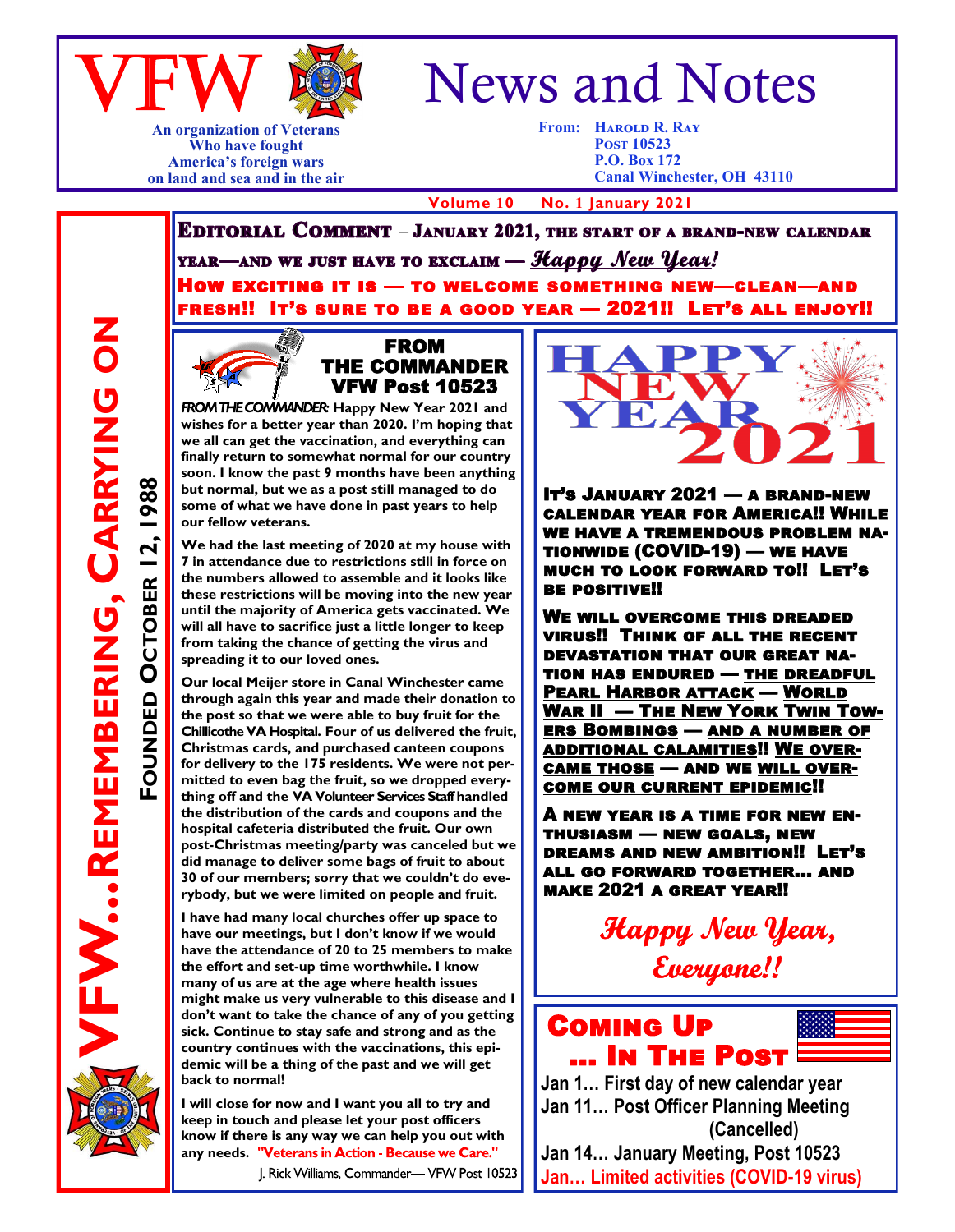# VFW News and Notes

An organization of Veterans
Who have fought
America's foreign wars
on land and sea and in the air

From: **Harold R. Ray**
**Post 10523**
**P.O. Box 172**
**Canal Winchester, OH 43110**

**Volume 10 No. 1 January 2021**

**VFW...Remembering, Carrying On**

**Founded October 12, 1988**

**Editorial Comment – January 2021, the start of a brand-new calendar year—and we just have to exclaim — *Happy New Year!***
**How exciting it is — to welcome something new—clean—and fresh!! It's sure to be a good year — 2021!! Let's all enjoy!!**

## FROM THE COMMANDER VFW Post 10523

***FROM THE COMMANDER:*** **Happy New Year 2021 and wishes for a better year than 2020. I'm hoping that we all can get the vaccination, and everything can finally return to somewhat normal for our country soon. I know the past 9 months have been anything but normal, but we as a post still managed to do some of what we have done in past years to help our fellow veterans.**

**We had the last meeting of 2020 at my house with 7 in attendance due to restrictions still in force on the numbers allowed to assemble and it looks like these restrictions will be moving into the new year until the majority of America gets vaccinated. We will all have to sacrifice just a little longer to keep from taking the chance of getting the virus and spreading it to our loved ones.**

**Our local Meijer store in Canal Winchester came through again this year and made their donation to the post so that we were able to buy fruit for the Chillicothe VA Hospital. Four of us delivered the fruit, Christmas cards, and purchased canteen coupons for delivery to the 175 residents. We were not permitted to even bag the fruit, so we dropped everything off and the VA Volunteer Services Staff handled the distribution of the cards and coupons and the hospital cafeteria distributed the fruit. Our own post-Christmas meeting/party was canceled but we did manage to deliver some bags of fruit to about 30 of our members; sorry that we couldn't do everybody, but we were limited on people and fruit.**

**I have had many local churches offer up space to have our meetings, but I don't know if we would have the attendance of 20 to 25 members to make the effort and set-up time worthwhile. I know many of us are at the age where health issues might make us very vulnerable to this disease and I don't want to take the chance of any of you getting sick. Continue to stay safe and strong and as the country continues with the vaccinations, this epidemic will be a thing of the past and we will get back to normal!**

**I will close for now and I want you all to try and keep in touch and please let your post officers know if there is any way we can help you out with any needs. "Veterans in Action - Because we Care."**

J. Rick Williams, Commander— VFW Post 10523

## HAPPY NEW YEAR 2021

**It's January 2021 — a brand-new calendar year for America!! While we have a tremendous problem nationwide (COVID-19) — we have much to look forward to!! Let's be positive!!**

**We will overcome this dreaded virus!! Think of all the recent devastation that our great nation has endured — <u>the dreadful Pearl Harbor attack</u> — <u>World War II</u> — <u>The New York Twin Towers Bombings</u> — and <u>a number of additional calamities</u>!! <u>We overcame those</u> — and we <u>will overcome our current epidemic</u>!!**

**A new year is a time for new enthusiasm — new goals, new dreams and new ambition!! Let's all go forward together... and make 2021 a great year!!**

***Happy New Year, Everyone!!***

## Coming Up ... In The Post

Jan 1... First day of new calendar year
Jan 11... Post Officer Planning Meeting (Cancelled)
Jan 14... January Meeting, Post 10523
Jan... Limited activities (COVID-19 virus)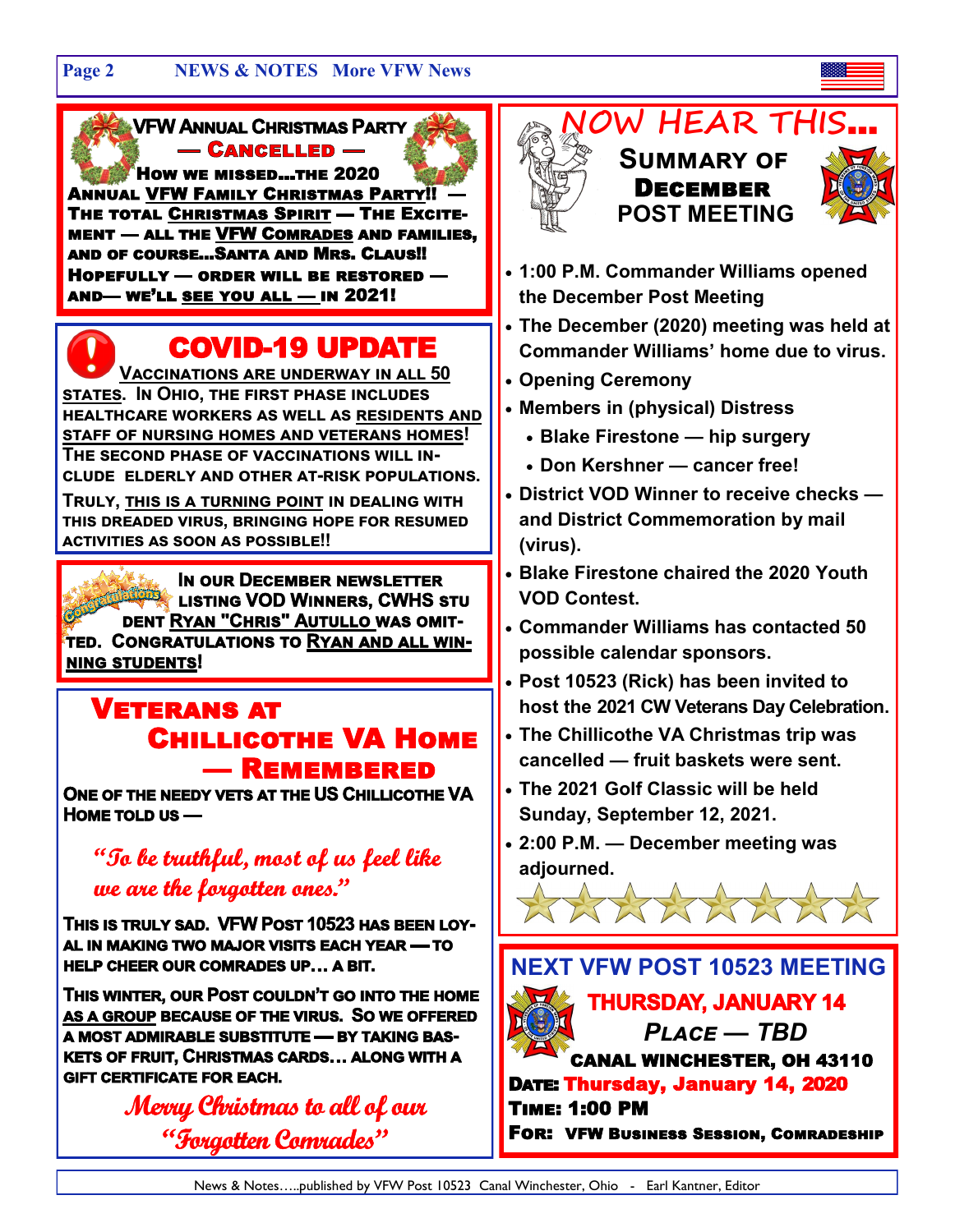## VFW Annual Christmas Party — Cancelled —

**How we missed...the 2020 Annual VFW Family Christmas Party!! — The total Christmas Spirit — The Excitement — all the VFW Comrades and families, and of course...Santa and Mrs. Claus!! Hopefully — order will be restored — and— we'll see you all — in 2021!**

## COVID-19 UPDATE

**Vaccinations are underway in all 50 states.** In Ohio, the first phase includes healthcare workers as well as residents and staff of nursing homes and veterans homes! The second phase of vaccinations will include elderly and other at-risk populations.

Truly, this is a turning point in dealing with this dreaded virus, bringing hope for resumed activities as soon as possible!!

In our December newsletter listing VOD Winners, CWHS student Ryan "Chris" Autullo was omitted. Congratulations to Ryan and all winning students!

## Veterans at Chillicothe VA Home — Remembered

**One of the needy vets at the US Chillicothe VA Home told us —**

*"To be truthful, most of us feel like we are the forgotten ones."*

This is truly sad. VFW Post 10523 has been loyal in making two major visits each year — to help cheer our comrades up... a bit.

This winter, our Post couldn't go into the home as a group because of the virus. So we offered a most admirable substitute — by taking baskets of fruit, Christmas cards... along with a gift certificate for each.

*Merry Christmas to all of our "Forgotten Comrades"*

## NOW HEAR THIS...

### Summary of December Post Meeting

- 1:00 P.M. Commander Williams opened the December Post Meeting
- The December (2020) meeting was held at Commander Williams' home due to virus.
- Opening Ceremony
- Members in (physical) Distress
  - Blake Firestone — hip surgery
  - Don Kershner — cancer free!
- District VOD Winner to receive checks — and District Commemoration by mail (virus).
- Blake Firestone chaired the 2020 Youth VOD Contest.
- Commander Williams has contacted 50 possible calendar sponsors.
- Post 10523 (Rick) has been invited to host the 2021 CW Veterans Day Celebration.
- The Chillicothe VA Christmas trip was cancelled — fruit baskets were sent.
- The 2021 Golf Classic will be held Sunday, September 12, 2021.
- 2:00 P.M. — December meeting was adjourned.

## NEXT VFW POST 10523 MEETING

**THURSDAY, JANUARY 14**

*PLACE — TBD*

**CANAL WINCHESTER, OH 43110**

**Date:** Thursday, January 14, 2020

**Time:** 1:00 PM

**For:** VFW Business Session, Comradeship

News & Notes…..published by VFW Post 10523 Canal Winchester, Ohio - Earl Kantner, Editor